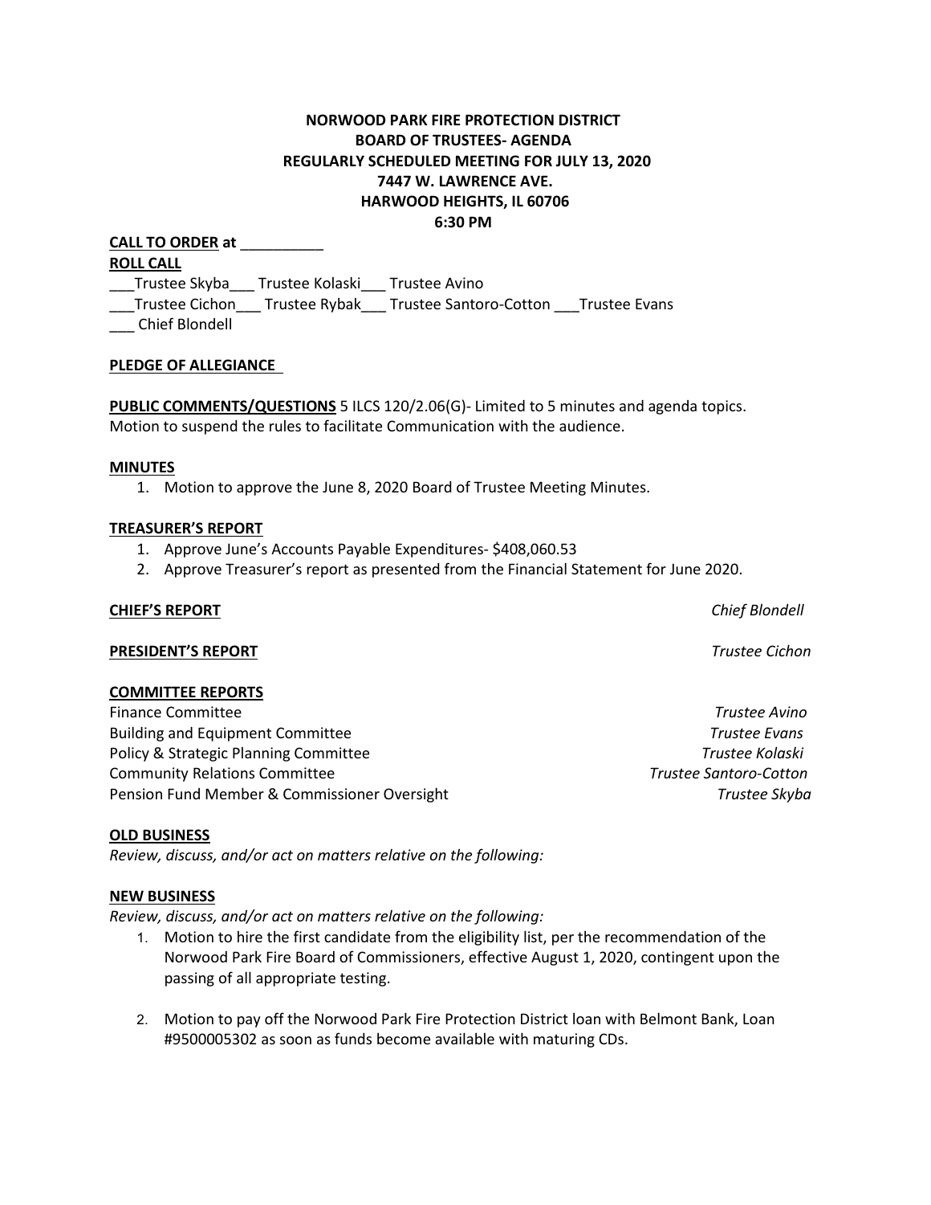# NORWOOD PARK FIRE PROTECTION DISTRICT
## BOARD OF TRUSTEES- AGENDA
## REGULARLY SCHEDULED MEETING FOR JULY 13, 2020
## 7447 W. LAWRENCE AVE.
## HARWOOD HEIGHTS, IL 60706
## 6:30 PM

**CALL TO ORDER at** __________

**ROLL CALL**

___Trustee Skyba___ Trustee Kolaski___ Trustee Avino
___Trustee Cichon___ Trustee Rybak___ Trustee Santoro-Cotton ___Trustee Evans
___ Chief Blondell

**PLEDGE OF ALLEGIANCE**

**PUBLIC COMMENTS/QUESTIONS** 5 ILCS 120/2.06(G)- Limited to 5 minutes and agenda topics.
Motion to suspend the rules to facilitate Communication with the audience.

**MINUTES**

1. Motion to approve the June 8, 2020 Board of Trustee Meeting Minutes.

**TREASURER'S REPORT**

1. Approve June's Accounts Payable Expenditures- $408,060.53
2. Approve Treasurer's report as presented from the Financial Statement for June 2020.

**CHIEF'S REPORT** *Chief Blondell*

**PRESIDENT'S REPORT** *Trustee Cichon*

**COMMITTEE REPORTS**

Finance Committee *Trustee Avino*
Building and Equipment Committee *Trustee Evans*
Policy & Strategic Planning Committee *Trustee Kolaski*
Community Relations Committee *Trustee Santoro-Cotton*
Pension Fund Member & Commissioner Oversight *Trustee Skyba*

**OLD BUSINESS**

*Review, discuss, and/or act on matters relative on the following:*

**NEW BUSINESS**

*Review, discuss, and/or act on matters relative on the following:*

1. Motion to hire the first candidate from the eligibility list, per the recommendation of the Norwood Park Fire Board of Commissioners, effective August 1, 2020, contingent upon the passing of all appropriate testing.

2. Motion to pay off the Norwood Park Fire Protection District loan with Belmont Bank, Loan #9500005302 as soon as funds become available with maturing CDs.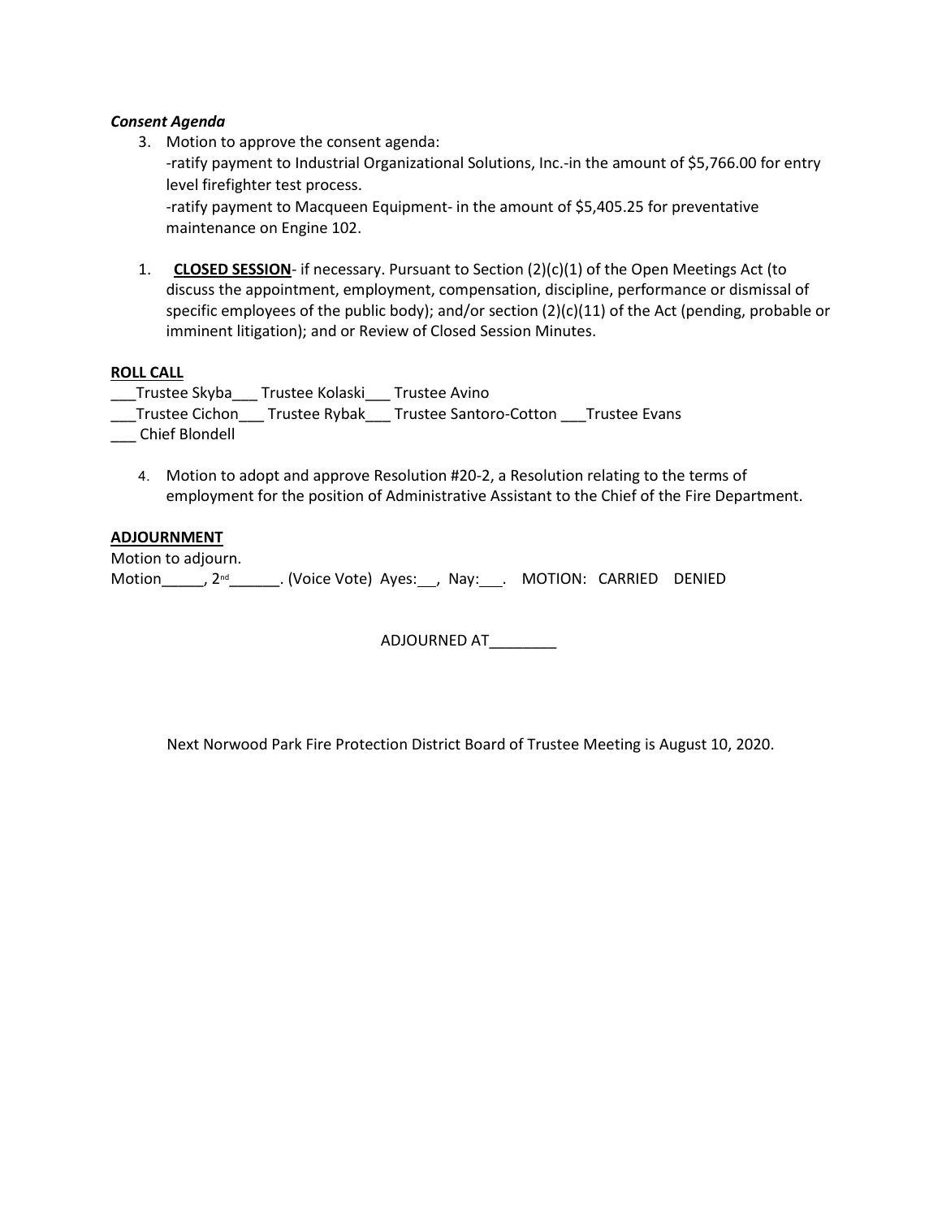***Consent Agenda***

3. Motion to approve the consent agenda:
   -ratify payment to Industrial Organizational Solutions, Inc.-in the amount of $5,766.00 for entry level firefighter test process.
   -ratify payment to Macqueen Equipment- in the amount of $5,405.25 for preventative maintenance on Engine 102.

1. **CLOSED SESSION**- if necessary. Pursuant to Section (2)(c)(1) of the Open Meetings Act (to discuss the appointment, employment, compensation, discipline, performance or dismissal of specific employees of the public body); and/or section (2)(c)(11) of the Act (pending, probable or imminent litigation); and or Review of Closed Session Minutes.

**ROLL CALL**

___Trustee Skyba___ Trustee Kolaski___ Trustee Avino
___Trustee Cichon___ Trustee Rybak___ Trustee Santoro-Cotton ___Trustee Evans
___ Chief Blondell

4. Motion to adopt and approve Resolution #20-2, a Resolution relating to the terms of employment for the position of Administrative Assistant to the Chief of the Fire Department.

**ADJOURNMENT**

Motion to adjourn.
Motion_____, 2nd______. (Voice Vote) Ayes:__, Nay:___. MOTION: CARRIED DENIED

ADJOURNED AT________

Next Norwood Park Fire Protection District Board of Trustee Meeting is August 10, 2020.